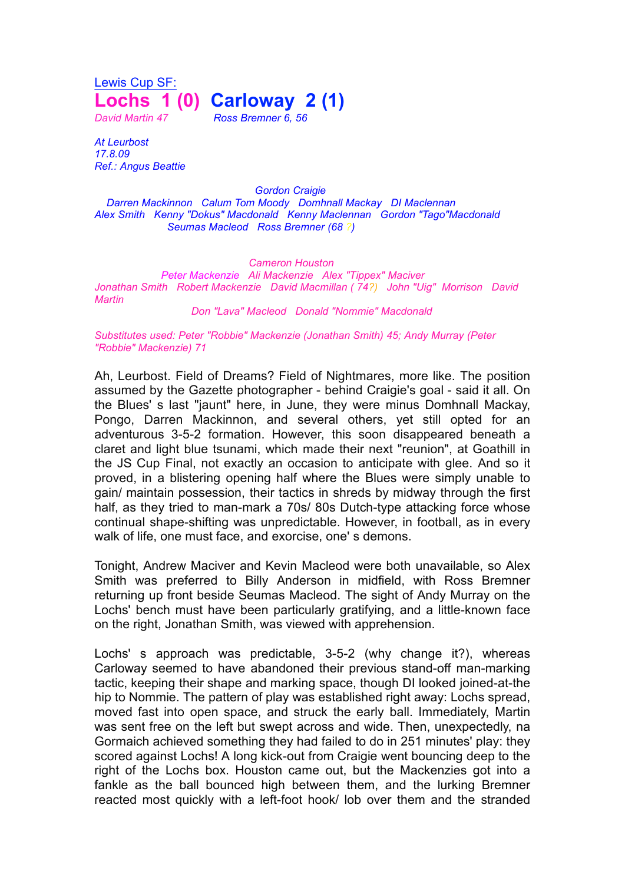Lewis Cup SF:

# Lochs 1 (0) Carloway 2 (1)

*David Martin 47* *Ross Bremner 6, 56*

*At Leurbost*
*17.8.09*
*Ref.: Angus Beattie*

*Gordon Craigie*
*Darren Mackinnon Calum Tom Moody Domhnall Mackay DI Maclennan*
*Alex Smith Kenny "Dokus" Macdonald Kenny Maclennan Gordon "Tago"Macdonald*
*Seumas Macleod Ross Bremner (68 ?)*

*Cameron Houston*
*Peter Mackenzie Ali Mackenzie Alex "Tippex" Maciver*
*Jonathan Smith Robert Mackenzie David Macmillan ( 74?) John "Uig" Morrison David Martin*
*Don "Lava" Macleod Donald "Nommie" Macdonald*

*Substitutes used: Peter "Robbie" Mackenzie (Jonathan Smith) 45; Andy Murray (Peter "Robbie" Mackenzie) 71*

Ah, Leurbost. Field of Dreams? Field of Nightmares, more like. The position assumed by the Gazette photographer - behind Craigie's goal - said it all. On the Blues' s last "jaunt" here, in June, they were minus Domhnall Mackay, Pongo, Darren Mackinnon, and several others, yet still opted for an adventurous 3-5-2 formation. However, this soon disappeared beneath a claret and light blue tsunami, which made their next "reunion", at Goathill in the JS Cup Final, not exactly an occasion to anticipate with glee. And so it proved, in a blistering opening half where the Blues were simply unable to gain/ maintain possession, their tactics in shreds by midway through the first half, as they tried to man-mark a 70s/ 80s Dutch-type attacking force whose continual shape-shifting was unpredictable. However, in football, as in every walk of life, one must face, and exorcise, one' s demons.

Tonight, Andrew Maciver and Kevin Macleod were both unavailable, so Alex Smith was preferred to Billy Anderson in midfield, with Ross Bremner returning up front beside Seumas Macleod. The sight of Andy Murray on the Lochs' bench must have been particularly gratifying, and a little-known face on the right, Jonathan Smith, was viewed with apprehension.

Lochs' s approach was predictable, 3-5-2 (why change it?), whereas Carloway seemed to have abandoned their previous stand-off man-marking tactic, keeping their shape and marking space, though DI looked joined-at-the hip to Nommie. The pattern of play was established right away: Lochs spread, moved fast into open space, and struck the early ball. Immediately, Martin was sent free on the left but swept across and wide. Then, unexpectedly, na Gormaich achieved something they had failed to do in 251 minutes' play: they scored against Lochs! A long kick-out from Craigie went bouncing deep to the right of the Lochs box. Houston came out, but the Mackenzies got into a fankle as the ball bounced high between them, and the lurking Bremner reacted most quickly with a left-foot hook/ lob over them and the stranded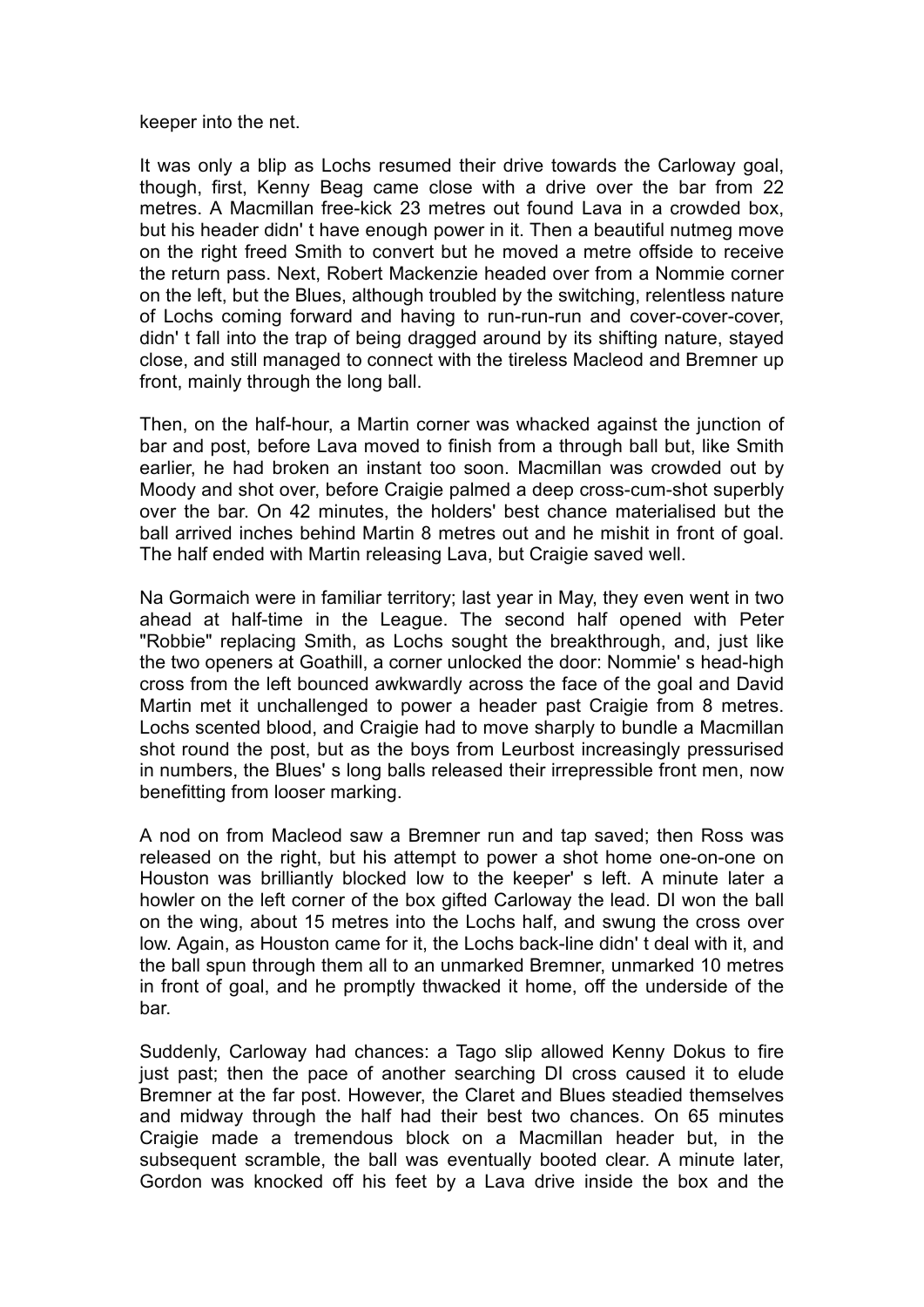keeper into the net.

It was only a blip as Lochs resumed their drive towards the Carloway goal, though, first, Kenny Beag came close with a drive over the bar from 22 metres. A Macmillan free-kick 23 metres out found Lava in a crowded box, but his header didn' t have enough power in it. Then a beautiful nutmeg move on the right freed Smith to convert but he moved a metre offside to receive the return pass. Next, Robert Mackenzie headed over from a Nommie corner on the left, but the Blues, although troubled by the switching, relentless nature of Lochs coming forward and having to run-run-run and cover-cover-cover, didn' t fall into the trap of being dragged around by its shifting nature, stayed close, and still managed to connect with the tireless Macleod and Bremner up front, mainly through the long ball.

Then, on the half-hour, a Martin corner was whacked against the junction of bar and post, before Lava moved to finish from a through ball but, like Smith earlier, he had broken an instant too soon. Macmillan was crowded out by Moody and shot over, before Craigie palmed a deep cross-cum-shot superbly over the bar. On 42 minutes, the holders' best chance materialised but the ball arrived inches behind Martin 8 metres out and he mishit in front of goal. The half ended with Martin releasing Lava, but Craigie saved well.

Na Gormaich were in familiar territory; last year in May, they even went in two ahead at half-time in the League. The second half opened with Peter "Robbie" replacing Smith, as Lochs sought the breakthrough, and, just like the two openers at Goathill, a corner unlocked the door: Nommie' s head-high cross from the left bounced awkwardly across the face of the goal and David Martin met it unchallenged to power a header past Craigie from 8 metres. Lochs scented blood, and Craigie had to move sharply to bundle a Macmillan shot round the post, but as the boys from Leurbost increasingly pressurised in numbers, the Blues' s long balls released their irrepressible front men, now benefitting from looser marking.

A nod on from Macleod saw a Bremner run and tap saved; then Ross was released on the right, but his attempt to power a shot home one-on-one on Houston was brilliantly blocked low to the keeper' s left. A minute later a howler on the left corner of the box gifted Carloway the lead. DI won the ball on the wing, about 15 metres into the Lochs half, and swung the cross over low. Again, as Houston came for it, the Lochs back-line didn' t deal with it, and the ball spun through them all to an unmarked Bremner, unmarked 10 metres in front of goal, and he promptly thwacked it home, off the underside of the bar.

Suddenly, Carloway had chances: a Tago slip allowed Kenny Dokus to fire just past; then the pace of another searching DI cross caused it to elude Bremner at the far post. However, the Claret and Blues steadied themselves and midway through the half had their best two chances. On 65 minutes Craigie made a tremendous block on a Macmillan header but, in the subsequent scramble, the ball was eventually booted clear. A minute later, Gordon was knocked off his feet by a Lava drive inside the box and the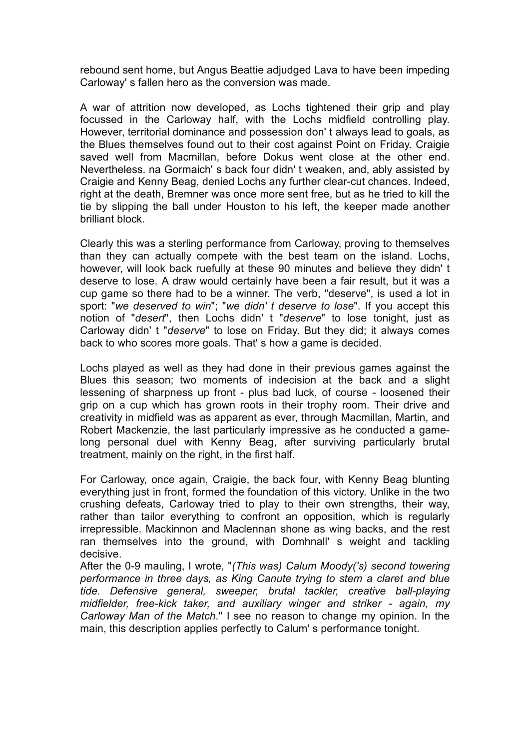rebound sent home, but Angus Beattie adjudged Lava to have been impeding Carloway' s fallen hero as the conversion was made.

A war of attrition now developed, as Lochs tightened their grip and play focussed in the Carloway half, with the Lochs midfield controlling play. However, territorial dominance and possession don' t always lead to goals, as the Blues themselves found out to their cost against Point on Friday. Craigie saved well from Macmillan, before Dokus went close at the other end. Nevertheless. na Gormaich' s back four didn' t weaken, and, ably assisted by Craigie and Kenny Beag, denied Lochs any further clear-cut chances. Indeed, right at the death, Bremner was once more sent free, but as he tried to kill the tie by slipping the ball under Houston to his left, the keeper made another brilliant block.

Clearly this was a sterling performance from Carloway, proving to themselves than they can actually compete with the best team on the island. Lochs, however, will look back ruefully at these 90 minutes and believe they didn' t deserve to lose. A draw would certainly have been a fair result, but it was a cup game so there had to be a winner. The verb, "deserve", is used a lot in sport: "*we deserved to win*"; "*we didn' t deserve to lose*". If you accept this notion of "*desert*", then Lochs didn' t "*deserve*" to lose tonight, just as Carloway didn' t "*deserve*" to lose on Friday. But they did; it always comes back to who scores more goals. That' s how a game is decided.

Lochs played as well as they had done in their previous games against the Blues this season; two moments of indecision at the back and a slight lessening of sharpness up front - plus bad luck, of course - loosened their grip on a cup which has grown roots in their trophy room. Their drive and creativity in midfield was as apparent as ever, through Macmillan, Martin, and Robert Mackenzie, the last particularly impressive as he conducted a game-long personal duel with Kenny Beag, after surviving particularly brutal treatment, mainly on the right, in the first half.

For Carloway, once again, Craigie, the back four, with Kenny Beag blunting everything just in front, formed the foundation of this victory. Unlike in the two crushing defeats, Carloway tried to play to their own strengths, their way, rather than tailor everything to confront an opposition, which is regularly irrepressible. Mackinnon and Maclennan shone as wing backs, and the rest ran themselves into the ground, with Domhnall' s weight and tackling decisive.

After the 0-9 mauling, I wrote, "*(This was) Calum Moody('s) second towering performance in three days, as King Canute trying to stem a claret and blue tide. Defensive general, sweeper, brutal tackler, creative ball-playing midfielder, free-kick taker, and auxiliary winger and striker - again, my Carloway Man of the Match*." I see no reason to change my opinion. In the main, this description applies perfectly to Calum' s performance tonight.